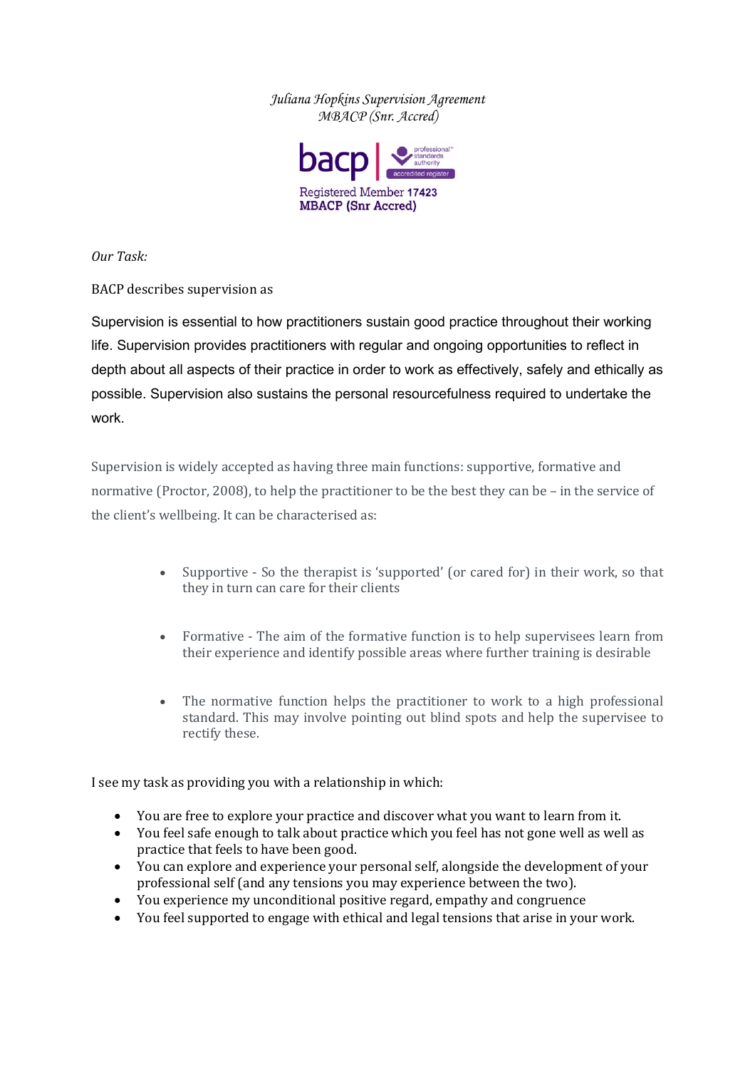*Juliana Hopkins Supervision Agreement*
*MBACP (Snr. Accred)*

bacp | professional standards authority accredited register

Registered Member **17423**
**MBACP (Snr Accred)**

*Our Task:*

BACP describes supervision as

Supervision is essential to how practitioners sustain good practice throughout their working life. Supervision provides practitioners with regular and ongoing opportunities to reflect in depth about all aspects of their practice in order to work as effectively, safely and ethically as possible. Supervision also sustains the personal resourcefulness required to undertake the work.

Supervision is widely accepted as having three main functions: supportive, formative and normative (Proctor, 2008), to help the practitioner to be the best they can be – in the service of the client's wellbeing. It can be characterised as:

- Supportive - So the therapist is 'supported' (or cared for) in their work, so that they in turn can care for their clients

- Formative - The aim of the formative function is to help supervisees learn from their experience and identify possible areas where further training is desirable

- The normative function helps the practitioner to work to a high professional standard. This may involve pointing out blind spots and help the supervisee to rectify these.

I see my task as providing you with a relationship in which:

- You are free to explore your practice and discover what you want to learn from it.
- You feel safe enough to talk about practice which you feel has not gone well as well as practice that feels to have been good.
- You can explore and experience your personal self, alongside the development of your professional self (and any tensions you may experience between the two).
- You experience my unconditional positive regard, empathy and congruence
- You feel supported to engage with ethical and legal tensions that arise in your work.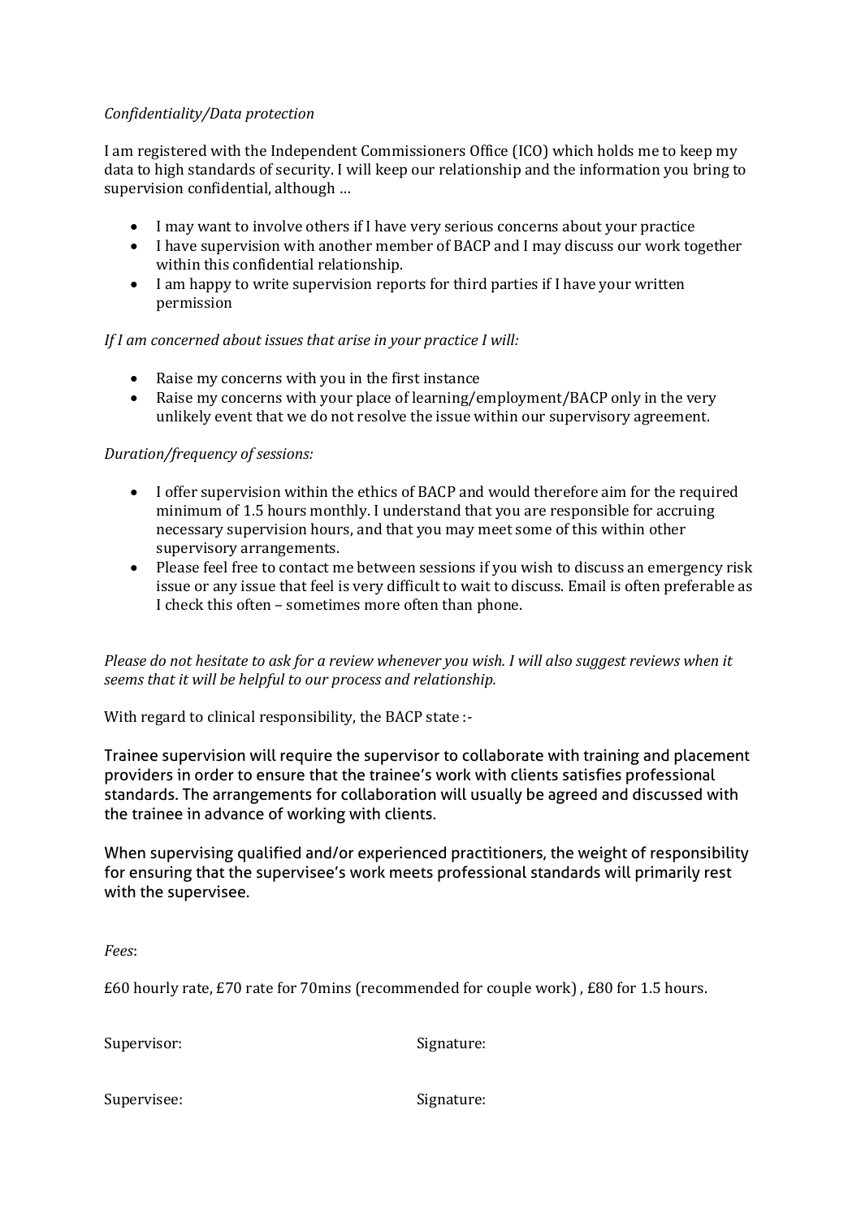*Confidentiality/Data protection*

I am registered with the Independent Commissioners Office (ICO) which holds me to keep my data to high standards of security. I will keep our relationship and the information you bring to supervision confidential, although …

- I may want to involve others if I have very serious concerns about your practice
- I have supervision with another member of BACP and I may discuss our work together within this confidential relationship.
- I am happy to write supervision reports for third parties if I have your written permission

*If I am concerned about issues that arise in your practice I will:*

- Raise my concerns with you in the first instance
- Raise my concerns with your place of learning/employment/BACP only in the very unlikely event that we do not resolve the issue within our supervisory agreement.

*Duration/frequency of sessions:*

- I offer supervision within the ethics of BACP and would therefore aim for the required minimum of 1.5 hours monthly. I understand that you are responsible for accruing necessary supervision hours, and that you may meet some of this within other supervisory arrangements.
- Please feel free to contact me between sessions if you wish to discuss an emergency risk issue or any issue that feel is very difficult to wait to discuss. Email is often preferable as I check this often – sometimes more often than phone.

*Please do not hesitate to ask for a review whenever you wish. I will also suggest reviews when it seems that it will be helpful to our process and relationship.*

With regard to clinical responsibility, the BACP state :-

Trainee supervision will require the supervisor to collaborate with training and placement providers in order to ensure that the trainee's work with clients satisfies professional standards. The arrangements for collaboration will usually be agreed and discussed with the trainee in advance of working with clients.

When supervising qualified and/or experienced practitioners, the weight of responsibility for ensuring that the supervisee's work meets professional standards will primarily rest with the supervisee.

*Fees*:

£60 hourly rate, £70 rate for 70mins (recommended for couple work) , £80 for 1.5 hours.

Supervisor: Signature:

Supervisee: Signature: